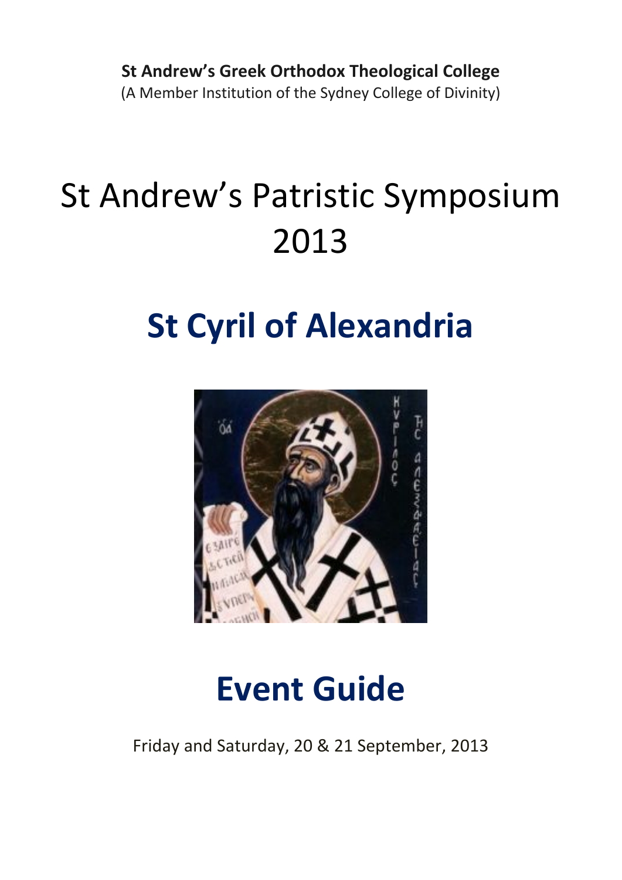**St Andrew’s Greek Orthodox Theological College**
(A Member Institution of the Sydney College of Divinity)

# St Andrew’s Patristic Symposium 2013

# St Cyril of Alexandria

# Event Guide

Friday and Saturday, 20 & 21 September, 2013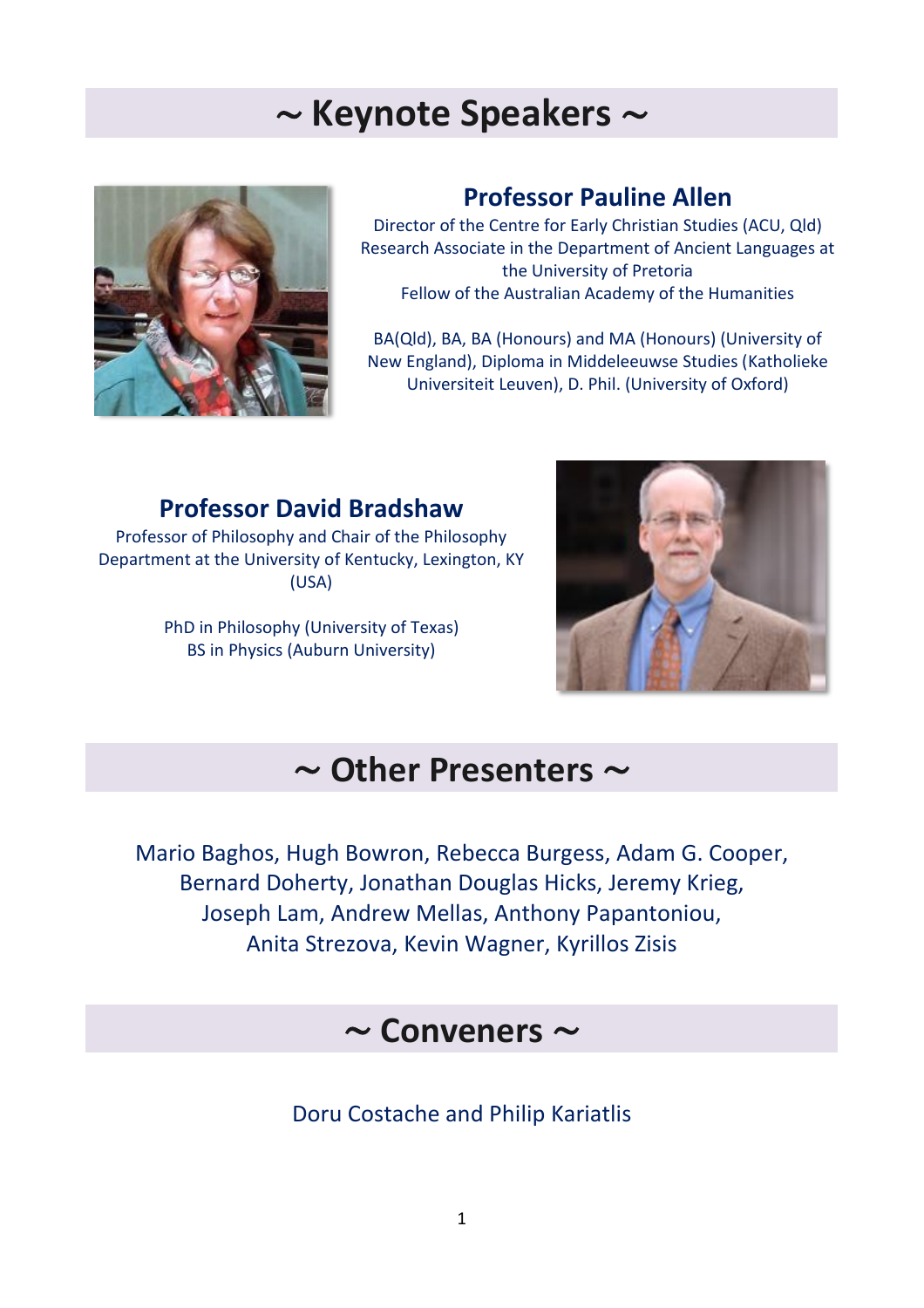# ~ Keynote Speakers ~

## Professor Pauline Allen

Director of the Centre for Early Christian Studies (ACU, Qld)
Research Associate in the Department of Ancient Languages at the University of Pretoria
Fellow of the Australian Academy of the Humanities

BA(Qld), BA, BA (Honours) and MA (Honours) (University of New England), Diploma in Middeleeuwse Studies (Katholieke Universiteit Leuven), D. Phil. (University of Oxford)

## Professor David Bradshaw

Professor of Philosophy and Chair of the Philosophy Department at the University of Kentucky, Lexington, KY (USA)

PhD in Philosophy (University of Texas)
BS in Physics (Auburn University)

# ~ Other Presenters ~

Mario Baghos, Hugh Bowron, Rebecca Burgess, Adam G. Cooper, Bernard Doherty, Jonathan Douglas Hicks, Jeremy Krieg, Joseph Lam, Andrew Mellas, Anthony Papantoniou, Anita Strezova, Kevin Wagner, Kyrillos Zisis

# ~ Conveners ~

Doru Costache and Philip Kariatlis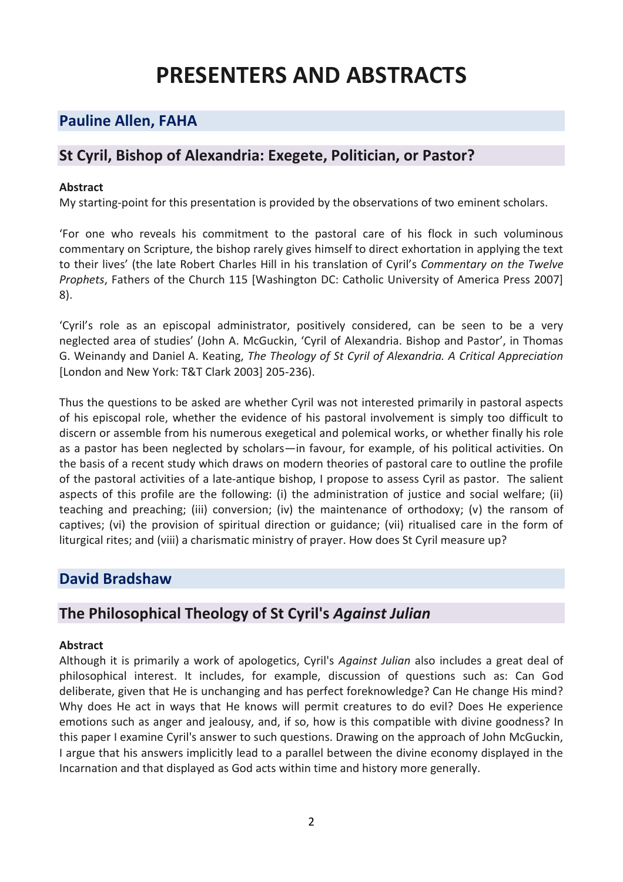# PRESENTERS AND ABSTRACTS

## Pauline Allen, FAHA

## St Cyril, Bishop of Alexandria: Exegete, Politician, or Pastor?

**Abstract**

My starting-point for this presentation is provided by the observations of two eminent scholars.

'For one who reveals his commitment to the pastoral care of his flock in such voluminous commentary on Scripture, the bishop rarely gives himself to direct exhortation in applying the text to their lives' (the late Robert Charles Hill in his translation of Cyril's *Commentary on the Twelve Prophets*, Fathers of the Church 115 [Washington DC: Catholic University of America Press 2007] 8).

'Cyril's role as an episcopal administrator, positively considered, can be seen to be a very neglected area of studies' (John A. McGuckin, 'Cyril of Alexandria. Bishop and Pastor', in Thomas G. Weinandy and Daniel A. Keating, *The Theology of St Cyril of Alexandria. A Critical Appreciation* [London and New York: T&T Clark 2003] 205-236).

Thus the questions to be asked are whether Cyril was not interested primarily in pastoral aspects of his episcopal role, whether the evidence of his pastoral involvement is simply too difficult to discern or assemble from his numerous exegetical and polemical works, or whether finally his role as a pastor has been neglected by scholars—in favour, for example, of his political activities. On the basis of a recent study which draws on modern theories of pastoral care to outline the profile of the pastoral activities of a late-antique bishop, I propose to assess Cyril as pastor. The salient aspects of this profile are the following: (i) the administration of justice and social welfare; (ii) teaching and preaching; (iii) conversion; (iv) the maintenance of orthodoxy; (v) the ransom of captives; (vi) the provision of spiritual direction or guidance; (vii) ritualised care in the form of liturgical rites; and (viii) a charismatic ministry of prayer. How does St Cyril measure up?

## David Bradshaw

## The Philosophical Theology of St Cyril's *Against Julian*

**Abstract**

Although it is primarily a work of apologetics, Cyril's *Against Julian* also includes a great deal of philosophical interest. It includes, for example, discussion of questions such as: Can God deliberate, given that He is unchanging and has perfect foreknowledge? Can He change His mind? Why does He act in ways that He knows will permit creatures to do evil? Does He experience emotions such as anger and jealousy, and, if so, how is this compatible with divine goodness? In this paper I examine Cyril's answer to such questions. Drawing on the approach of John McGuckin, I argue that his answers implicitly lead to a parallel between the divine economy displayed in the Incarnation and that displayed as God acts within time and history more generally.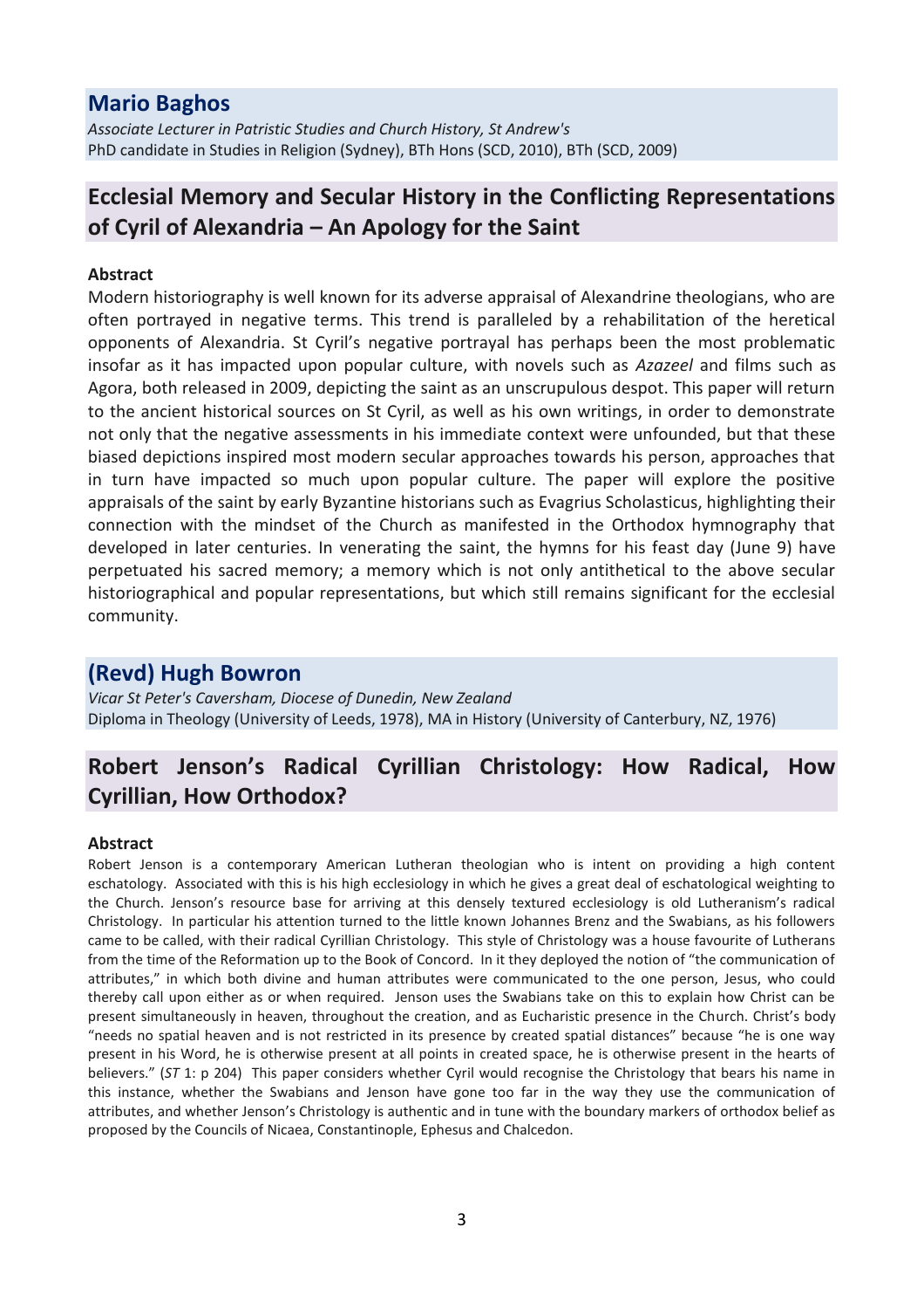## Mario Baghos

*Associate Lecturer in Patristic Studies and Church History, St Andrew's*
PhD candidate in Studies in Religion (Sydney), BTh Hons (SCD, 2010), BTh (SCD, 2009)

## Ecclesial Memory and Secular History in the Conflicting Representations of Cyril of Alexandria – An Apology for the Saint

**Abstract**

Modern historiography is well known for its adverse appraisal of Alexandrine theologians, who are often portrayed in negative terms. This trend is paralleled by a rehabilitation of the heretical opponents of Alexandria. St Cyril's negative portrayal has perhaps been the most problematic insofar as it has impacted upon popular culture, with novels such as *Azazeel* and films such as Agora, both released in 2009, depicting the saint as an unscrupulous despot. This paper will return to the ancient historical sources on St Cyril, as well as his own writings, in order to demonstrate not only that the negative assessments in his immediate context were unfounded, but that these biased depictions inspired most modern secular approaches towards his person, approaches that in turn have impacted so much upon popular culture. The paper will explore the positive appraisals of the saint by early Byzantine historians such as Evagrius Scholasticus, highlighting their connection with the mindset of the Church as manifested in the Orthodox hymnography that developed in later centuries. In venerating the saint, the hymns for his feast day (June 9) have perpetuated his sacred memory; a memory which is not only antithetical to the above secular historiographical and popular representations, but which still remains significant for the ecclesial community.

## (Revd) Hugh Bowron

*Vicar St Peter's Caversham, Diocese of Dunedin, New Zealand*
Diploma in Theology (University of Leeds, 1978), MA in History (University of Canterbury, NZ, 1976)

## Robert Jenson's Radical Cyrillian Christology: How Radical, How Cyrillian, How Orthodox?

**Abstract**

Robert Jenson is a contemporary American Lutheran theologian who is intent on providing a high content eschatology. Associated with this is his high ecclesiology in which he gives a great deal of eschatological weighting to the Church. Jenson's resource base for arriving at this densely textured ecclesiology is old Lutheranism's radical Christology. In particular his attention turned to the little known Johannes Brenz and the Swabians, as his followers came to be called, with their radical Cyrillian Christology. This style of Christology was a house favourite of Lutherans from the time of the Reformation up to the Book of Concord. In it they deployed the notion of "the communication of attributes," in which both divine and human attributes were communicated to the one person, Jesus, who could thereby call upon either as or when required. Jenson uses the Swabians take on this to explain how Christ can be present simultaneously in heaven, throughout the creation, and as Eucharistic presence in the Church. Christ's body "needs no spatial heaven and is not restricted in its presence by created spatial distances" because "he is one way present in his Word, he is otherwise present at all points in created space, he is otherwise present in the hearts of believers." (*ST* 1: p 204) This paper considers whether Cyril would recognise the Christology that bears his name in this instance, whether the Swabians and Jenson have gone too far in the way they use the communication of attributes, and whether Jenson's Christology is authentic and in tune with the boundary markers of orthodox belief as proposed by the Councils of Nicaea, Constantinople, Ephesus and Chalcedon.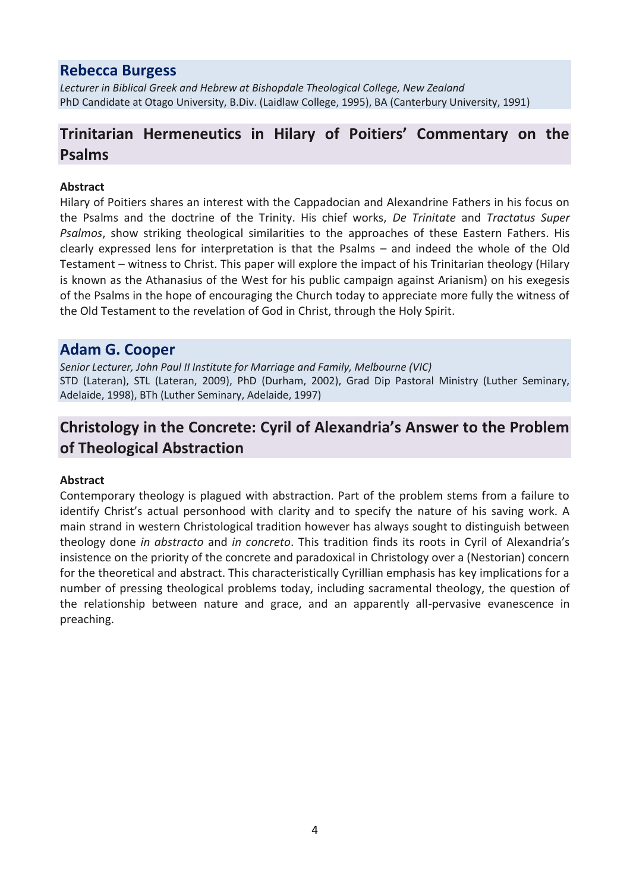## Rebecca Burgess

*Lecturer in Biblical Greek and Hebrew at Bishopdale Theological College, New Zealand*
PhD Candidate at Otago University, B.Div. (Laidlaw College, 1995), BA (Canterbury University, 1991)

## Trinitarian Hermeneutics in Hilary of Poitiers' Commentary on the Psalms

**Abstract**

Hilary of Poitiers shares an interest with the Cappadocian and Alexandrine Fathers in his focus on the Psalms and the doctrine of the Trinity. His chief works, *De Trinitate* and *Tractatus Super Psalmos*, show striking theological similarities to the approaches of these Eastern Fathers. His clearly expressed lens for interpretation is that the Psalms – and indeed the whole of the Old Testament – witness to Christ. This paper will explore the impact of his Trinitarian theology (Hilary is known as the Athanasius of the West for his public campaign against Arianism) on his exegesis of the Psalms in the hope of encouraging the Church today to appreciate more fully the witness of the Old Testament to the revelation of God in Christ, through the Holy Spirit.

## Adam G. Cooper

*Senior Lecturer, John Paul II Institute for Marriage and Family, Melbourne (VIC)*
STD (Lateran), STL (Lateran, 2009), PhD (Durham, 2002), Grad Dip Pastoral Ministry (Luther Seminary, Adelaide, 1998), BTh (Luther Seminary, Adelaide, 1997)

## Christology in the Concrete: Cyril of Alexandria's Answer to the Problem of Theological Abstraction

**Abstract**

Contemporary theology is plagued with abstraction. Part of the problem stems from a failure to identify Christ's actual personhood with clarity and to specify the nature of his saving work. A main strand in western Christological tradition however has always sought to distinguish between theology done *in abstracto* and *in concreto*. This tradition finds its roots in Cyril of Alexandria's insistence on the priority of the concrete and paradoxical in Christology over a (Nestorian) concern for the theoretical and abstract. This characteristically Cyrillian emphasis has key implications for a number of pressing theological problems today, including sacramental theology, the question of the relationship between nature and grace, and an apparently all-pervasive evanescence in preaching.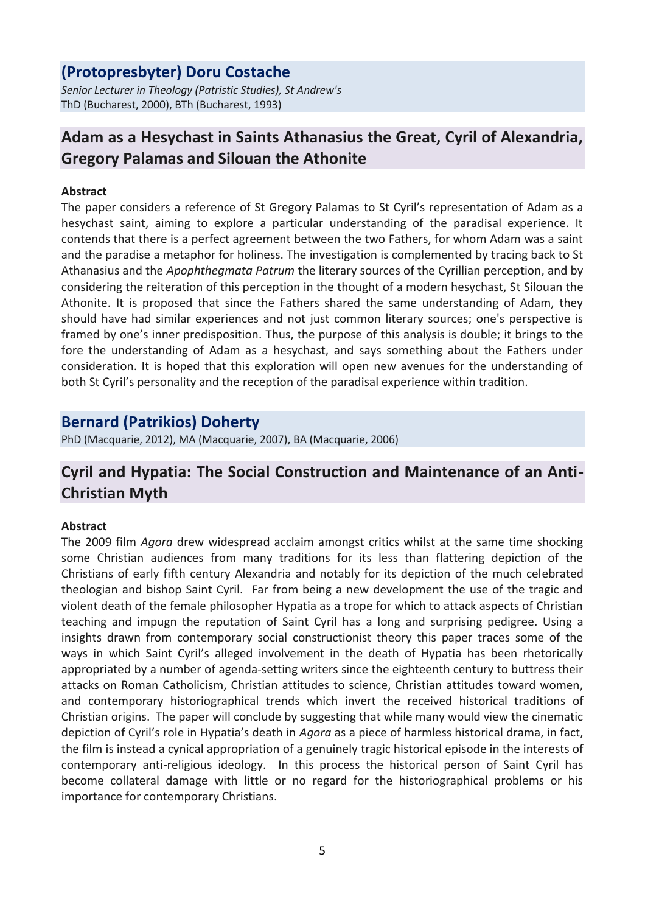## (Protopresbyter) Doru Costache

*Senior Lecturer in Theology (Patristic Studies), St Andrew's*
ThD (Bucharest, 2000), BTh (Bucharest, 1993)

## Adam as a Hesychast in Saints Athanasius the Great, Cyril of Alexandria, Gregory Palamas and Silouan the Athonite

**Abstract**

The paper considers a reference of St Gregory Palamas to St Cyril's representation of Adam as a hesychast saint, aiming to explore a particular understanding of the paradisal experience. It contends that there is a perfect agreement between the two Fathers, for whom Adam was a saint and the paradise a metaphor for holiness. The investigation is complemented by tracing back to St Athanasius and the *Apophthegmata Patrum* the literary sources of the Cyrillian perception, and by considering the reiteration of this perception in the thought of a modern hesychast, St Silouan the Athonite. It is proposed that since the Fathers shared the same understanding of Adam, they should have had similar experiences and not just common literary sources; one's perspective is framed by one's inner predisposition. Thus, the purpose of this analysis is double; it brings to the fore the understanding of Adam as a hesychast, and says something about the Fathers under consideration. It is hoped that this exploration will open new avenues for the understanding of both St Cyril's personality and the reception of the paradisal experience within tradition.

## Bernard (Patrikios) Doherty

PhD (Macquarie, 2012), MA (Macquarie, 2007), BA (Macquarie, 2006)

## Cyril and Hypatia: The Social Construction and Maintenance of an Anti-Christian Myth

**Abstract**

The 2009 film *Agora* drew widespread acclaim amongst critics whilst at the same time shocking some Christian audiences from many traditions for its less than flattering depiction of the Christians of early fifth century Alexandria and notably for its depiction of the much celebrated theologian and bishop Saint Cyril. Far from being a new development the use of the tragic and violent death of the female philosopher Hypatia as a trope for which to attack aspects of Christian teaching and impugn the reputation of Saint Cyril has a long and surprising pedigree. Using a insights drawn from contemporary social constructionist theory this paper traces some of the ways in which Saint Cyril's alleged involvement in the death of Hypatia has been rhetorically appropriated by a number of agenda-setting writers since the eighteenth century to buttress their attacks on Roman Catholicism, Christian attitudes to science, Christian attitudes toward women, and contemporary historiographical trends which invert the received historical traditions of Christian origins. The paper will conclude by suggesting that while many would view the cinematic depiction of Cyril's role in Hypatia's death in *Agora* as a piece of harmless historical drama, in fact, the film is instead a cynical appropriation of a genuinely tragic historical episode in the interests of contemporary anti-religious ideology. In this process the historical person of Saint Cyril has become collateral damage with little or no regard for the historiographical problems or his importance for contemporary Christians.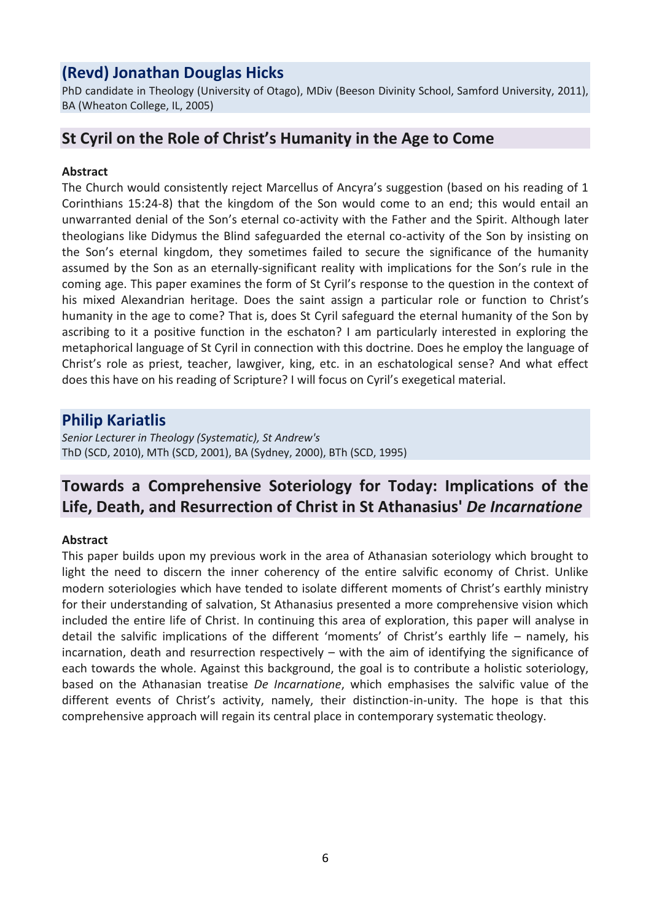## (Revd) Jonathan Douglas Hicks

PhD candidate in Theology (University of Otago), MDiv (Beeson Divinity School, Samford University, 2011), BA (Wheaton College, IL, 2005)

## St Cyril on the Role of Christ's Humanity in the Age to Come

**Abstract**

The Church would consistently reject Marcellus of Ancyra's suggestion (based on his reading of 1 Corinthians 15:24-8) that the kingdom of the Son would come to an end; this would entail an unwarranted denial of the Son's eternal co-activity with the Father and the Spirit. Although later theologians like Didymus the Blind safeguarded the eternal co-activity of the Son by insisting on the Son's eternal kingdom, they sometimes failed to secure the significance of the humanity assumed by the Son as an eternally-significant reality with implications for the Son's rule in the coming age. This paper examines the form of St Cyril's response to the question in the context of his mixed Alexandrian heritage. Does the saint assign a particular role or function to Christ's humanity in the age to come? That is, does St Cyril safeguard the eternal humanity of the Son by ascribing to it a positive function in the eschaton? I am particularly interested in exploring the metaphorical language of St Cyril in connection with this doctrine. Does he employ the language of Christ's role as priest, teacher, lawgiver, king, etc. in an eschatological sense? And what effect does this have on his reading of Scripture? I will focus on Cyril's exegetical material.

## Philip Kariatlis

*Senior Lecturer in Theology (Systematic), St Andrew's*
ThD (SCD, 2010), MTh (SCD, 2001), BA (Sydney, 2000), BTh (SCD, 1995)

## Towards a Comprehensive Soteriology for Today: Implications of the Life, Death, and Resurrection of Christ in St Athanasius' *De Incarnatione*

**Abstract**

This paper builds upon my previous work in the area of Athanasian soteriology which brought to light the need to discern the inner coherency of the entire salvific economy of Christ. Unlike modern soteriologies which have tended to isolate different moments of Christ's earthly ministry for their understanding of salvation, St Athanasius presented a more comprehensive vision which included the entire life of Christ. In continuing this area of exploration, this paper will analyse in detail the salvific implications of the different 'moments' of Christ's earthly life – namely, his incarnation, death and resurrection respectively – with the aim of identifying the significance of each towards the whole. Against this background, the goal is to contribute a holistic soteriology, based on the Athanasian treatise *De Incarnatione*, which emphasises the salvific value of the different events of Christ's activity, namely, their distinction-in-unity. The hope is that this comprehensive approach will regain its central place in contemporary systematic theology.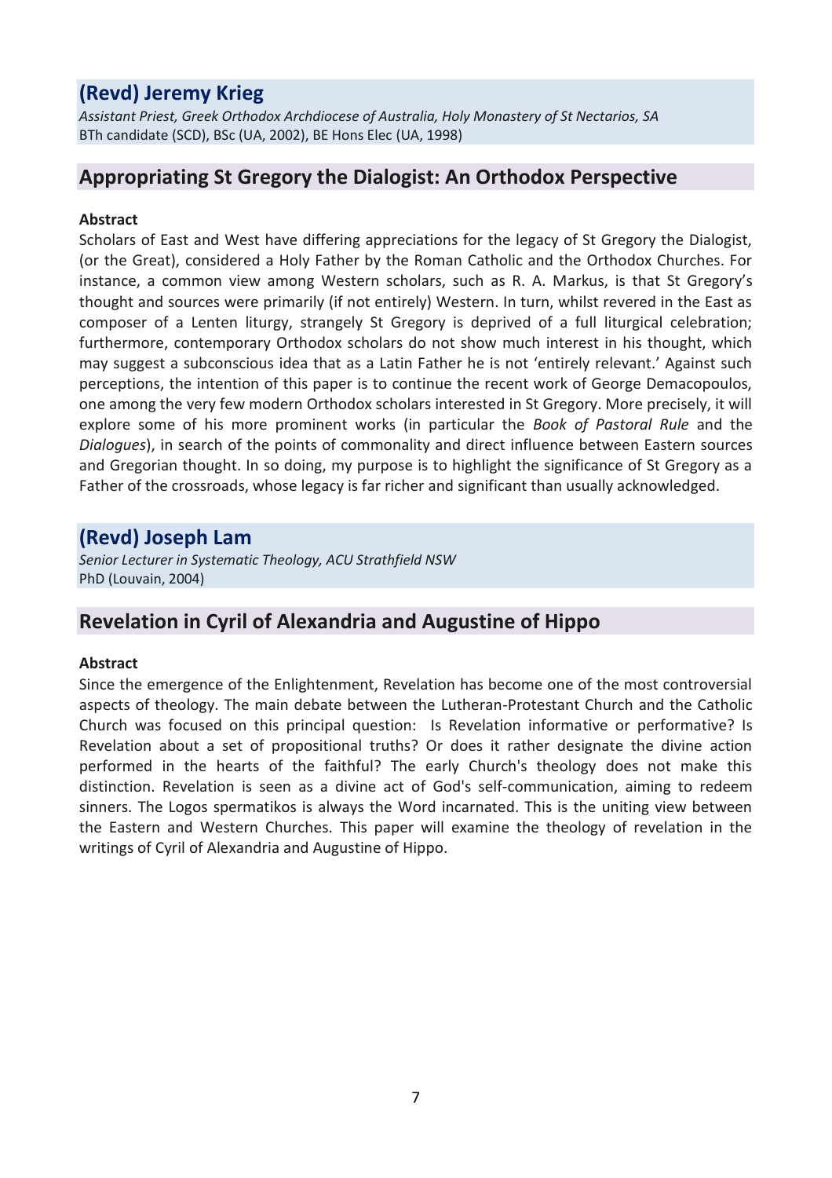## (Revd) Jeremy Krieg

*Assistant Priest, Greek Orthodox Archdiocese of Australia, Holy Monastery of St Nectarios, SA*
BTh candidate (SCD), BSc (UA, 2002), BE Hons Elec (UA, 1998)

## Appropriating St Gregory the Dialogist: An Orthodox Perspective

**Abstract**

Scholars of East and West have differing appreciations for the legacy of St Gregory the Dialogist, (or the Great), considered a Holy Father by the Roman Catholic and the Orthodox Churches. For instance, a common view among Western scholars, such as R. A. Markus, is that St Gregory's thought and sources were primarily (if not entirely) Western. In turn, whilst revered in the East as composer of a Lenten liturgy, strangely St Gregory is deprived of a full liturgical celebration; furthermore, contemporary Orthodox scholars do not show much interest in his thought, which may suggest a subconscious idea that as a Latin Father he is not 'entirely relevant.' Against such perceptions, the intention of this paper is to continue the recent work of George Demacopoulos, one among the very few modern Orthodox scholars interested in St Gregory. More precisely, it will explore some of his more prominent works (in particular the *Book of Pastoral Rule* and the *Dialogues*), in search of the points of commonality and direct influence between Eastern sources and Gregorian thought. In so doing, my purpose is to highlight the significance of St Gregory as a Father of the crossroads, whose legacy is far richer and significant than usually acknowledged.

## (Revd) Joseph Lam

*Senior Lecturer in Systematic Theology, ACU Strathfield NSW*
PhD (Louvain, 2004)

## Revelation in Cyril of Alexandria and Augustine of Hippo

**Abstract**

Since the emergence of the Enlightenment, Revelation has become one of the most controversial aspects of theology. The main debate between the Lutheran-Protestant Church and the Catholic Church was focused on this principal question: Is Revelation informative or performative? Is Revelation about a set of propositional truths? Or does it rather designate the divine action performed in the hearts of the faithful? The early Church's theology does not make this distinction. Revelation is seen as a divine act of God's self-communication, aiming to redeem sinners. The Logos spermatikos is always the Word incarnated. This is the uniting view between the Eastern and Western Churches. This paper will examine the theology of revelation in the writings of Cyril of Alexandria and Augustine of Hippo.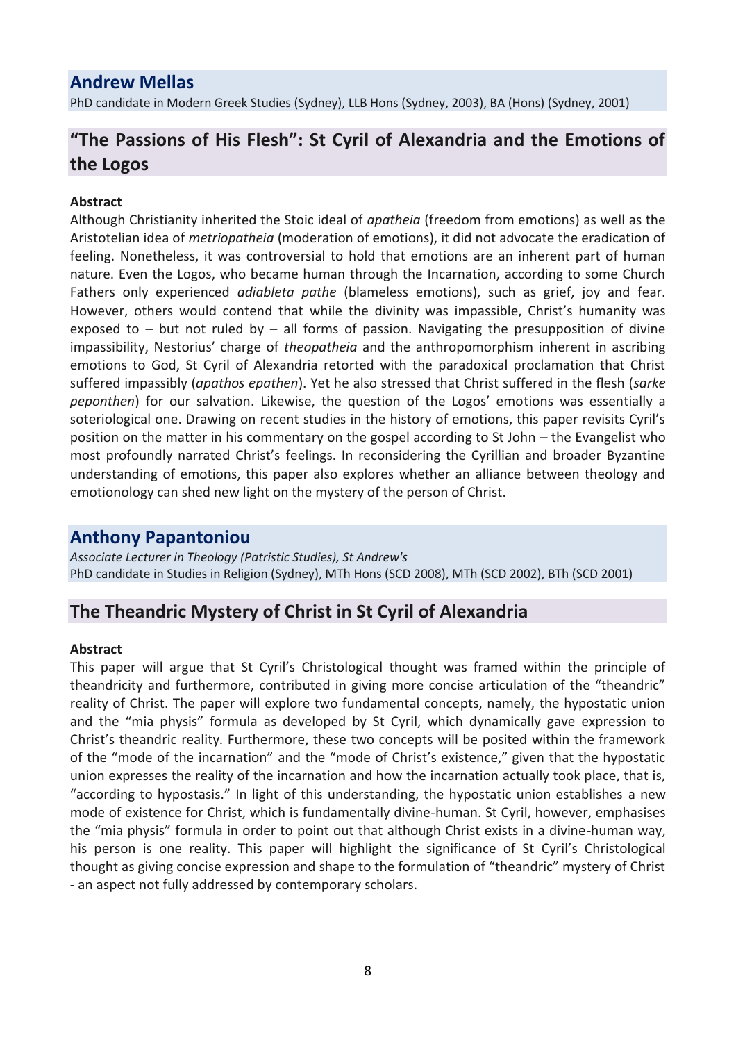## Andrew Mellas

PhD candidate in Modern Greek Studies (Sydney), LLB Hons (Sydney, 2003), BA (Hons) (Sydney, 2001)

## "The Passions of His Flesh": St Cyril of Alexandria and the Emotions of the Logos

**Abstract**

Although Christianity inherited the Stoic ideal of *apatheia* (freedom from emotions) as well as the Aristotelian idea of *metriopatheia* (moderation of emotions), it did not advocate the eradication of feeling. Nonetheless, it was controversial to hold that emotions are an inherent part of human nature. Even the Logos, who became human through the Incarnation, according to some Church Fathers only experienced *adiableta pathe* (blameless emotions), such as grief, joy and fear. However, others would contend that while the divinity was impassible, Christ's humanity was exposed to – but not ruled by – all forms of passion. Navigating the presupposition of divine impassibility, Nestorius' charge of *theopatheia* and the anthropomorphism inherent in ascribing emotions to God, St Cyril of Alexandria retorted with the paradoxical proclamation that Christ suffered impassibly (*apathos epathen*). Yet he also stressed that Christ suffered in the flesh (*sarke peponthen*) for our salvation. Likewise, the question of the Logos' emotions was essentially a soteriological one. Drawing on recent studies in the history of emotions, this paper revisits Cyril's position on the matter in his commentary on the gospel according to St John – the Evangelist who most profoundly narrated Christ's feelings. In reconsidering the Cyrillian and broader Byzantine understanding of emotions, this paper also explores whether an alliance between theology and emotionology can shed new light on the mystery of the person of Christ.

## Anthony Papantoniou

*Associate Lecturer in Theology (Patristic Studies), St Andrew's*
PhD candidate in Studies in Religion (Sydney), MTh Hons (SCD 2008), MTh (SCD 2002), BTh (SCD 2001)

## The Theandric Mystery of Christ in St Cyril of Alexandria

**Abstract**

This paper will argue that St Cyril's Christological thought was framed within the principle of theandricity and furthermore, contributed in giving more concise articulation of the "theandric" reality of Christ. The paper will explore two fundamental concepts, namely, the hypostatic union and the "mia physis" formula as developed by St Cyril, which dynamically gave expression to Christ's theandric reality. Furthermore, these two concepts will be posited within the framework of the "mode of the incarnation" and the "mode of Christ's existence," given that the hypostatic union expresses the reality of the incarnation and how the incarnation actually took place, that is, "according to hypostasis." In light of this understanding, the hypostatic union establishes a new mode of existence for Christ, which is fundamentally divine-human. St Cyril, however, emphasises the "mia physis" formula in order to point out that although Christ exists in a divine-human way, his person is one reality. This paper will highlight the significance of St Cyril's Christological thought as giving concise expression and shape to the formulation of "theandric" mystery of Christ - an aspect not fully addressed by contemporary scholars.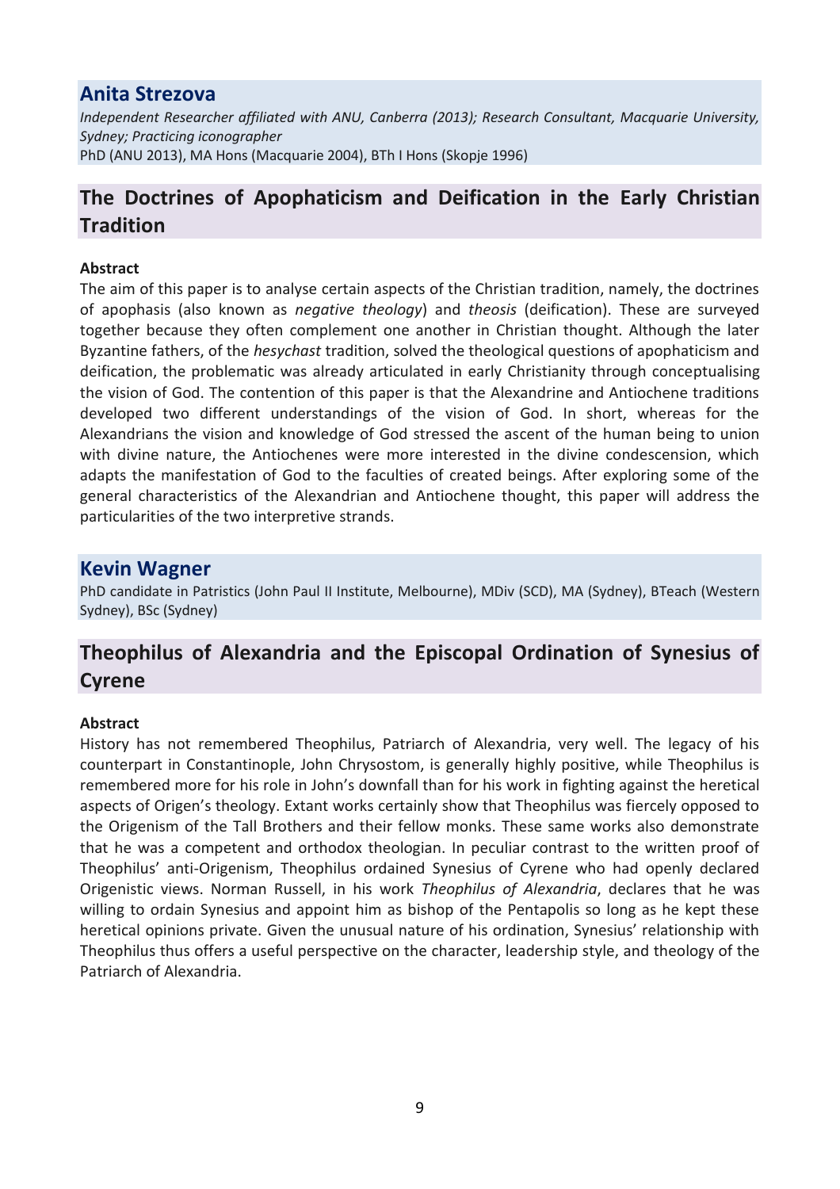## Anita Strezova

*Independent Researcher affiliated with ANU, Canberra (2013); Research Consultant, Macquarie University, Sydney; Practicing iconographer*
PhD (ANU 2013), MA Hons (Macquarie 2004), BTh I Hons (Skopje 1996)

### The Doctrines of Apophaticism and Deification in the Early Christian Tradition

**Abstract**

The aim of this paper is to analyse certain aspects of the Christian tradition, namely, the doctrines of apophasis (also known as *negative theology*) and *theosis* (deification). These are surveyed together because they often complement one another in Christian thought. Although the later Byzantine fathers, of the *hesychast* tradition, solved the theological questions of apophaticism and deification, the problematic was already articulated in early Christianity through conceptualising the vision of God. The contention of this paper is that the Alexandrine and Antiochene traditions developed two different understandings of the vision of God. In short, whereas for the Alexandrians the vision and knowledge of God stressed the ascent of the human being to union with divine nature, the Antiochenes were more interested in the divine condescension, which adapts the manifestation of God to the faculties of created beings. After exploring some of the general characteristics of the Alexandrian and Antiochene thought, this paper will address the particularities of the two interpretive strands.

## Kevin Wagner

PhD candidate in Patristics (John Paul II Institute, Melbourne), MDiv (SCD), MA (Sydney), BTeach (Western Sydney), BSc (Sydney)

### Theophilus of Alexandria and the Episcopal Ordination of Synesius of Cyrene

**Abstract**

History has not remembered Theophilus, Patriarch of Alexandria, very well. The legacy of his counterpart in Constantinople, John Chrysostom, is generally highly positive, while Theophilus is remembered more for his role in John's downfall than for his work in fighting against the heretical aspects of Origen's theology. Extant works certainly show that Theophilus was fiercely opposed to the Origenism of the Tall Brothers and their fellow monks. These same works also demonstrate that he was a competent and orthodox theologian. In peculiar contrast to the written proof of Theophilus' anti-Origenism, Theophilus ordained Synesius of Cyrene who had openly declared Origenistic views. Norman Russell, in his work *Theophilus of Alexandria*, declares that he was willing to ordain Synesius and appoint him as bishop of the Pentapolis so long as he kept these heretical opinions private. Given the unusual nature of his ordination, Synesius' relationship with Theophilus thus offers a useful perspective on the character, leadership style, and theology of the Patriarch of Alexandria.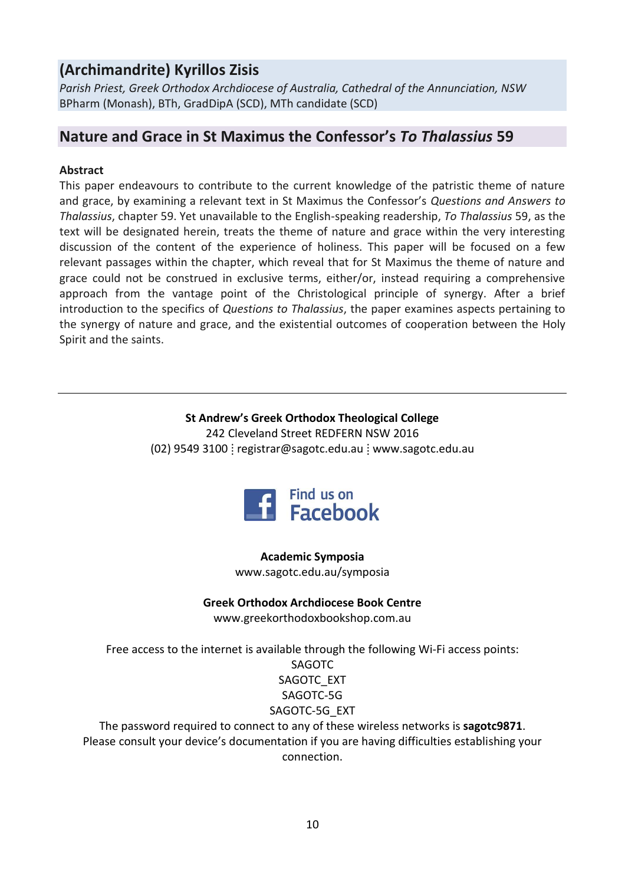## (Archimandrite) Kyrillos Zisis

*Parish Priest, Greek Orthodox Archdiocese of Australia, Cathedral of the Annunciation, NSW*
BPharm (Monash), BTh, GradDipA (SCD), MTh candidate (SCD)

## Nature and Grace in St Maximus the Confessor's *To Thalassius* 59

**Abstract**

This paper endeavours to contribute to the current knowledge of the patristic theme of nature and grace, by examining a relevant text in St Maximus the Confessor's *Questions and Answers to Thalassius*, chapter 59. Yet unavailable to the English-speaking readership, *To Thalassius* 59, as the text will be designated herein, treats the theme of nature and grace within the very interesting discussion of the content of the experience of holiness. This paper will be focused on a few relevant passages within the chapter, which reveal that for St Maximus the theme of nature and grace could not be construed in exclusive terms, either/or, instead requiring a comprehensive approach from the vantage point of the Christological principle of synergy. After a brief introduction to the specifics of *Questions to Thalassius*, the paper examines aspects pertaining to the synergy of nature and grace, and the existential outcomes of cooperation between the Holy Spirit and the saints.

---

**St Andrew's Greek Orthodox Theological College**
242 Cleveland Street REDFERN NSW 2016
(02) 9549 3100 ⋮ registrar@sagotc.edu.au ⋮ www.sagotc.edu.au

Find us on Facebook

**Academic Symposia**
www.sagotc.edu.au/symposia

**Greek Orthodox Archdiocese Book Centre**
www.greekorthodoxbookshop.com.au

Free access to the internet is available through the following Wi-Fi access points:
SAGOTC
SAGOTC_EXT
SAGOTC-5G
SAGOTC-5G_EXT
The password required to connect to any of these wireless networks is **sagotc9871**.
Please consult your device's documentation if you are having difficulties establishing your connection.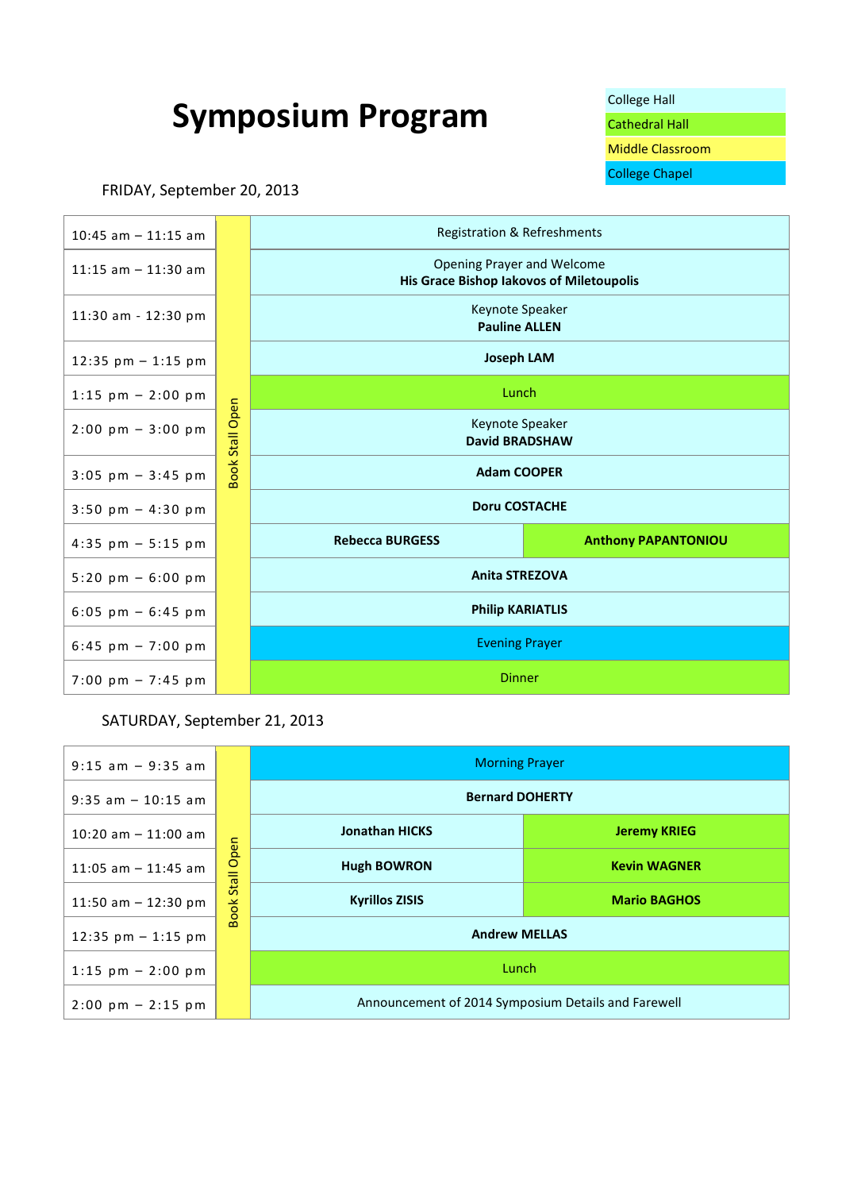# Symposium Program

| |
|---|
| College Hall |
| Cathedral Hall |
| Middle Classroom |
| College Chapel |

FRIDAY, September 20, 2013

| | | | |
|---|---|---|---|
| 10:45 am – 11:15 am | Book Stall Open | Registration & Refreshments | |
| 11:15 am – 11:30 am | | Opening Prayer and Welcome **His Grace Bishop Iakovos of Miletoupolis** | |
| 11:30 am - 12:30 pm | | Keynote Speaker **Pauline ALLEN** | |
| 12:35 pm – 1:15 pm | | **Joseph LAM** | |
| 1:15 pm – 2:00 pm | | Lunch | |
| 2:00 pm – 3:00 pm | | Keynote Speaker **David BRADSHAW** | |
| 3:05 pm – 3:45 pm | | **Adam COOPER** | |
| 3:50 pm – 4:30 pm | | **Doru COSTACHE** | |
| 4:35 pm – 5:15 pm | | **Rebecca BURGESS** | **Anthony PAPANTONIOU** |
| 5:20 pm – 6:00 pm | | **Anita STREZOVA** | |
| 6:05 pm – 6:45 pm | | **Philip KARIATLIS** | |
| 6:45 pm – 7:00 pm | | Evening Prayer | |
| 7:00 pm – 7:45 pm | | Dinner | |

SATURDAY, September 21, 2013

| | | | |
|---|---|---|---|
| 9:15 am – 9:35 am | Book Stall Open | Morning Prayer | |
| 9:35 am – 10:15 am | | **Bernard DOHERTY** | |
| 10:20 am – 11:00 am | | **Jonathan HICKS** | **Jeremy KRIEG** |
| 11:05 am – 11:45 am | | **Hugh BOWRON** | **Kevin WAGNER** |
| 11:50 am – 12:30 pm | | **Kyrillos ZISIS** | **Mario BAGHOS** |
| 12:35 pm – 1:15 pm | | **Andrew MELLAS** | |
| 1:15 pm – 2:00 pm | | Lunch | |
| 2:00 pm – 2:15 pm | | Announcement of 2014 Symposium Details and Farewell | |